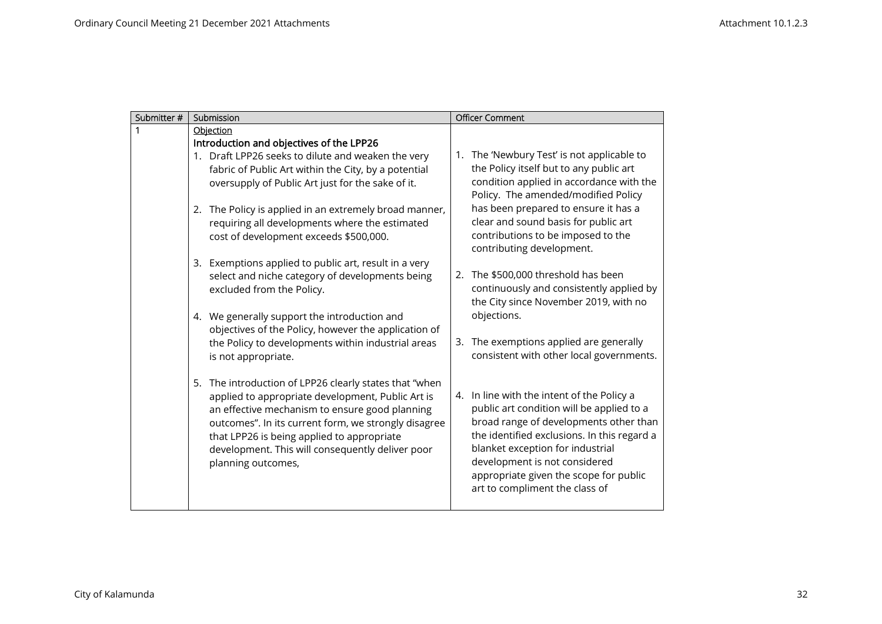| Submitter # | Submission | Officer Comment |
| --- | --- | --- |
| 1 | Objection<br>**Introduction and objectives of the LPP26**<br>1. Draft LPP26 seeks to dilute and weaken the very fabric of Public Art within the City, by a potential oversupply of Public Art just for the sake of it.<br><br>2. The Policy is applied in an extremely broad manner, requiring all developments where the estimated cost of development exceeds $500,000.<br><br>3. Exemptions applied to public art, result in a very select and niche category of developments being excluded from the Policy.<br><br>4. We generally support the introduction and objectives of the Policy, however the application of the Policy to developments within industrial areas is not appropriate.<br><br>5. The introduction of LPP26 clearly states that "when applied to appropriate development, Public Art is an effective mechanism to ensure good planning outcomes". In its current form, we strongly disagree that LPP26 is being applied to appropriate development. This will consequently deliver poor planning outcomes, | 1. The 'Newbury Test' is not applicable to the Policy itself but to any public art condition applied in accordance with the Policy. The amended/modified Policy has been prepared to ensure it has a clear and sound basis for public art contributions to be imposed to the contributing development.<br><br>2. The $500,000 threshold has been continuously and consistently applied by the City since November 2019, with no objections.<br><br>3. The exemptions applied are generally consistent with other local governments.<br><br>4. In line with the intent of the Policy a public art condition will be applied to a broad range of developments other than the identified exclusions. In this regard a blanket exception for industrial development is not considered appropriate given the scope for public art to compliment the class of |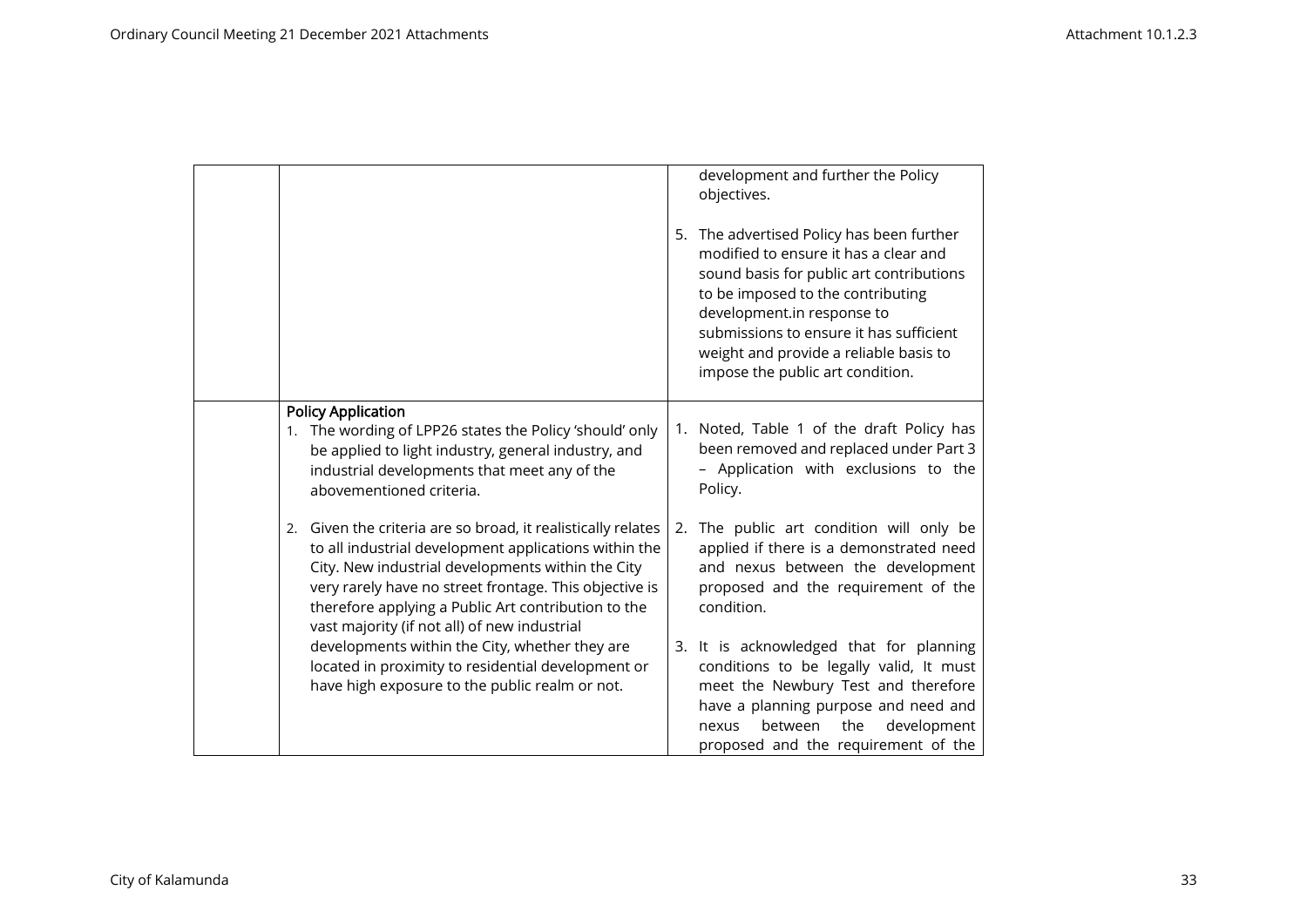| | | |
|---|---|---|
| | | development and further the Policy objectives.<br><br>5. The advertised Policy has been further modified to ensure it has a clear and sound basis for public art contributions to be imposed to the contributing development.in response to submissions to ensure it has sufficient weight and provide a reliable basis to impose the public art condition. |
| | **Policy Application**<br>1. The wording of LPP26 states the Policy 'should' only be applied to light industry, general industry, and industrial developments that meet any of the abovementioned criteria.<br><br>2. Given the criteria are so broad, it realistically relates to all industrial development applications within the City. New industrial developments within the City very rarely have no street frontage. This objective is therefore applying a Public Art contribution to the vast majority (if not all) of new industrial developments within the City, whether they are located in proximity to residential development or have high exposure to the public realm or not. | 1. Noted, Table 1 of the draft Policy has been removed and replaced under Part 3 – Application with exclusions to the Policy.<br><br>2. The public art condition will only be applied if there is a demonstrated need and nexus between the development proposed and the requirement of the condition.<br><br>3. It is acknowledged that for planning conditions to be legally valid, It must meet the Newbury Test and therefore have a planning purpose and need and nexus between the development proposed and the requirement of the |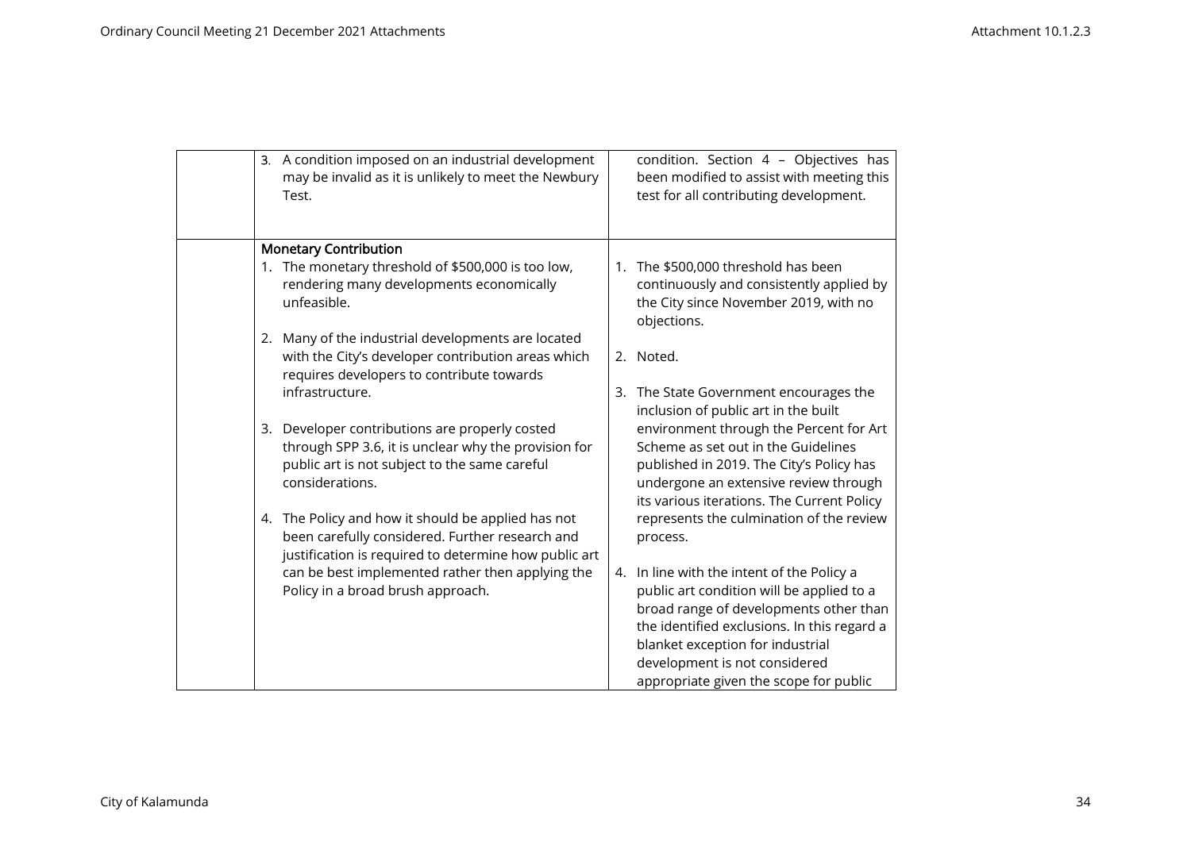| | | |
|---|---|---|
| | 3. A condition imposed on an industrial development may be invalid as it is unlikely to meet the Newbury Test. | condition. Section 4 – Objectives has been modified to assist with meeting this test for all contributing development. |
| | **Monetary Contribution**<br>1. The monetary threshold of $500,000 is too low, rendering many developments economically unfeasible.<br><br>2. Many of the industrial developments are located with the City's developer contribution areas which requires developers to contribute towards infrastructure.<br><br>3. Developer contributions are properly costed through SPP 3.6, it is unclear why the provision for public art is not subject to the same careful considerations.<br><br>4. The Policy and how it should be applied has not been carefully considered. Further research and justification is required to determine how public art can be best implemented rather then applying the Policy in a broad brush approach. | 1. The $500,000 threshold has been continuously and consistently applied by the City since November 2019, with no objections.<br><br>2. Noted.<br><br>3. The State Government encourages the inclusion of public art in the built environment through the Percent for Art Scheme as set out in the Guidelines published in 2019. The City's Policy has undergone an extensive review through its various iterations. The Current Policy represents the culmination of the review process.<br><br>4. In line with the intent of the Policy a public art condition will be applied to a broad range of developments other than the identified exclusions. In this regard a blanket exception for industrial development is not considered appropriate given the scope for public |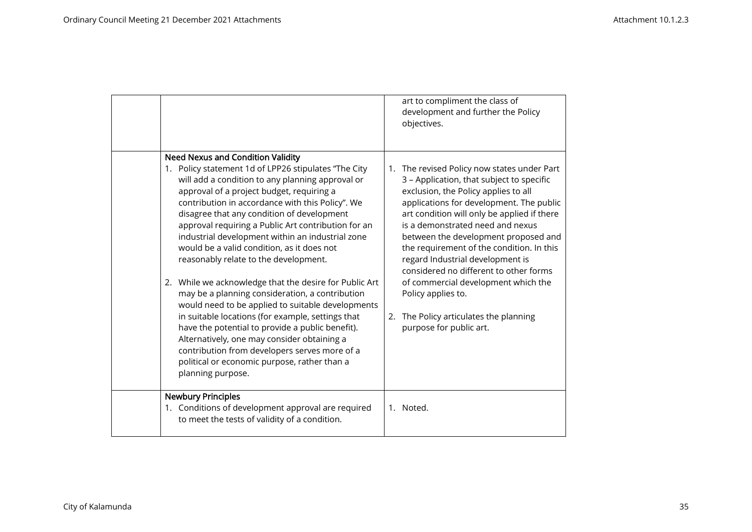| | | |
|---|---|---|
| | | art to compliment the class of development and further the Policy objectives. |
| | **Need Nexus and Condition Validity**<br>1. Policy statement 1d of LPP26 stipulates "The City will add a condition to any planning approval or approval of a project budget, requiring a contribution in accordance with this Policy". We disagree that any condition of development approval requiring a Public Art contribution for an industrial development within an industrial zone would be a valid condition, as it does not reasonably relate to the development.<br>2. While we acknowledge that the desire for Public Art may be a planning consideration, a contribution would need to be applied to suitable developments in suitable locations (for example, settings that have the potential to provide a public benefit). Alternatively, one may consider obtaining a contribution from developers serves more of a political or economic purpose, rather than a planning purpose. | 1. The revised Policy now states under Part 3 – Application, that subject to specific exclusion, the Policy applies to all applications for development. The public art condition will only be applied if there is a demonstrated need and nexus between the development proposed and the requirement of the condition. In this regard Industrial development is considered no different to other forms of commercial development which the Policy applies to.<br>2. The Policy articulates the planning purpose for public art. |
| | **Newbury Principles**<br>1. Conditions of development approval are required to meet the tests of validity of a condition. | 1. Noted. |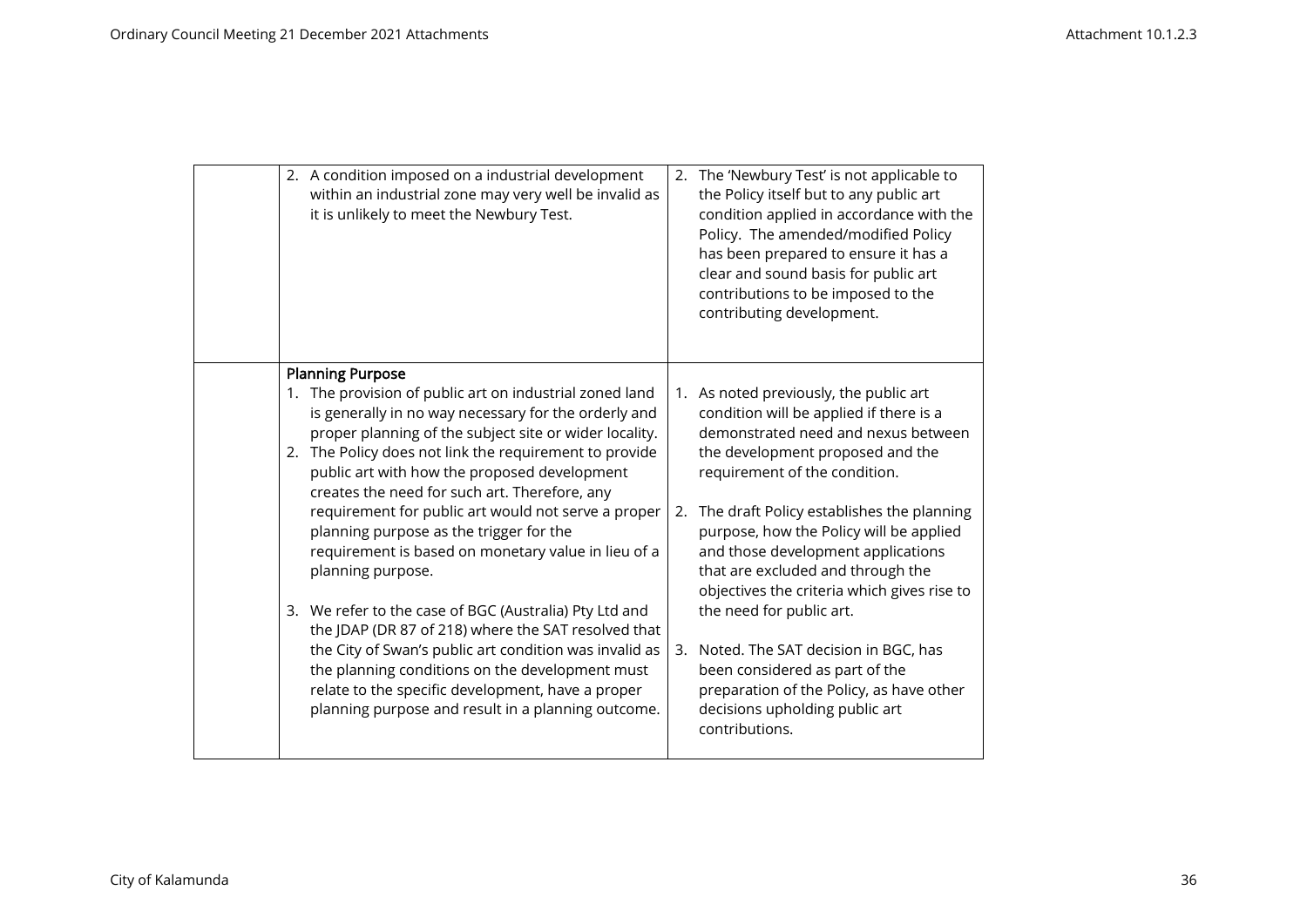| | | |
|---|---|---|
| | 2. A condition imposed on a industrial development within an industrial zone may very well be invalid as it is unlikely to meet the Newbury Test. | 2. The 'Newbury Test' is not applicable to the Policy itself but to any public art condition applied in accordance with the Policy. The amended/modified Policy has been prepared to ensure it has a clear and sound basis for public art contributions to be imposed to the contributing development. |
| | **Planning Purpose**<br>1. The provision of public art on industrial zoned land is generally in no way necessary for the orderly and proper planning of the subject site or wider locality.<br>2. The Policy does not link the requirement to provide public art with how the proposed development creates the need for such art. Therefore, any requirement for public art would not serve a proper planning purpose as the trigger for the requirement is based on monetary value in lieu of a planning purpose.<br>3. We refer to the case of BGC (Australia) Pty Ltd and the JDAP (DR 87 of 218) where the SAT resolved that the City of Swan's public art condition was invalid as the planning conditions on the development must relate to the specific development, have a proper planning purpose and result in a planning outcome. | 1. As noted previously, the public art condition will be applied if there is a demonstrated need and nexus between the development proposed and the requirement of the condition.<br>2. The draft Policy establishes the planning purpose, how the Policy will be applied and those development applications that are excluded and through the objectives the criteria which gives rise to the need for public art.<br>3. Noted. The SAT decision in BGC, has been considered as part of the preparation of the Policy, as have other decisions upholding public art contributions. |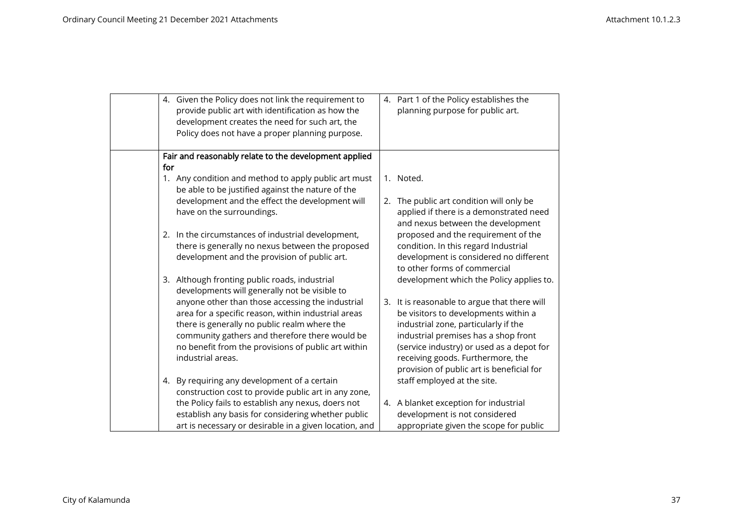| | | |
|---|---|---|
| | 4. Given the Policy does not link the requirement to provide public art with identification as how the development creates the need for such art, the Policy does not have a proper planning purpose. | 4. Part 1 of the Policy establishes the planning purpose for public art. |
| | **Fair and reasonably relate to the development applied for**<br>1. Any condition and method to apply public art must be able to be justified against the nature of the development and the effect the development will have on the surroundings.<br><br>2. In the circumstances of industrial development, there is generally no nexus between the proposed development and the provision of public art.<br><br>3. Although fronting public roads, industrial developments will generally not be visible to anyone other than those accessing the industrial area for a specific reason, within industrial areas there is generally no public realm where the community gathers and therefore there would be no benefit from the provisions of public art within industrial areas.<br><br>4. By requiring any development of a certain construction cost to provide public art in any zone, the Policy fails to establish any nexus, doers not establish any basis for considering whether public art is necessary or desirable in a given location, and | 1. Noted.<br><br>2. The public art condition will only be applied if there is a demonstrated need and nexus between the development proposed and the requirement of the condition. In this regard Industrial development is considered no different to other forms of commercial development which the Policy applies to.<br><br>3. It is reasonable to argue that there will be visitors to developments within a industrial zone, particularly if the industrial premises has a shop front (service industry) or used as a depot for receiving goods. Furthermore, the provision of public art is beneficial for staff employed at the site.<br><br>4. A blanket exception for industrial development is not considered appropriate given the scope for public |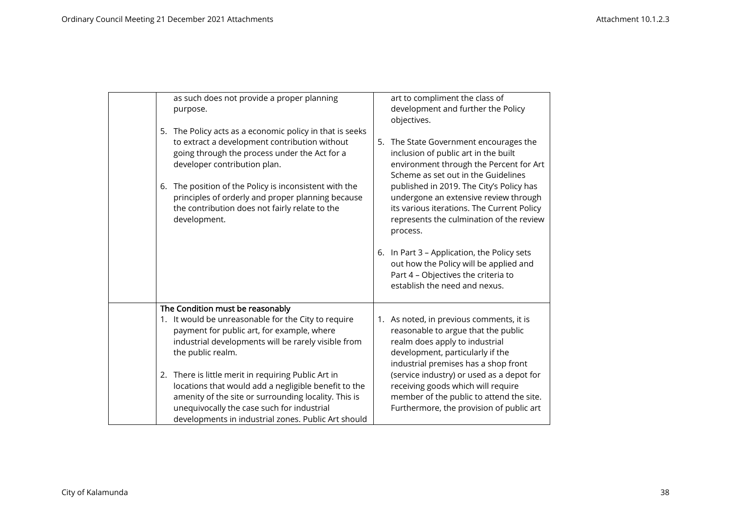| | | |
|---|---|---|
| | as such does not provide a proper planning purpose.<br><br>5. The Policy acts as a economic policy in that is seeks to extract a development contribution without going through the process under the Act for a developer contribution plan.<br><br>6. The position of the Policy is inconsistent with the principles of orderly and proper planning because the contribution does not fairly relate to the development. | art to compliment the class of development and further the Policy objectives.<br><br>5. The State Government encourages the inclusion of public art in the built environment through the Percent for Art Scheme as set out in the Guidelines published in 2019. The City's Policy has undergone an extensive review through its various iterations. The Current Policy represents the culmination of the review process.<br><br>6. In Part 3 – Application, the Policy sets out how the Policy will be applied and Part 4 – Objectives the criteria to establish the need and nexus. |
| | **The Condition must be reasonably**<br>1. It would be unreasonable for the City to require payment for public art, for example, where industrial developments will be rarely visible from the public realm.<br><br>2. There is little merit in requiring Public Art in locations that would add a negligible benefit to the amenity of the site or surrounding locality. This is unequivocally the case such for industrial developments in industrial zones. Public Art should | 1. As noted, in previous comments, it is reasonable to argue that the public realm does apply to industrial development, particularly if the industrial premises has a shop front (service industry) or used as a depot for receiving goods which will require member of the public to attend the site. Furthermore, the provision of public art |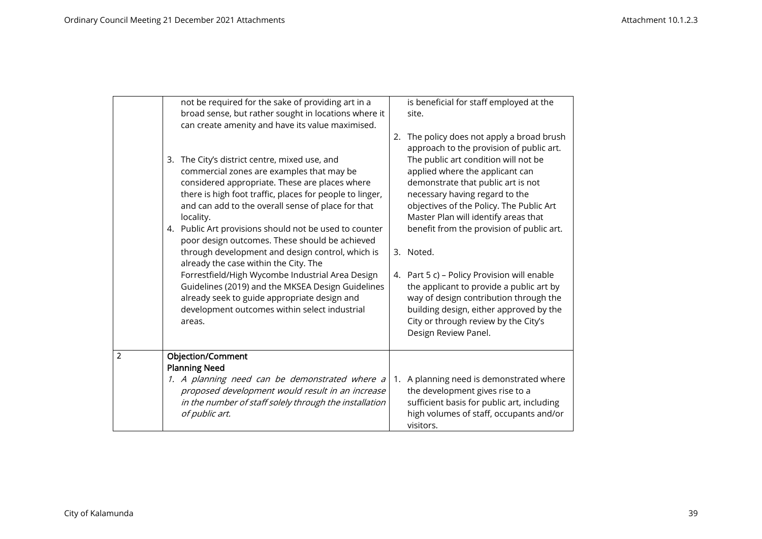| | | |
|---|---|---|
| | not be required for the sake of providing art in a broad sense, but rather sought in locations where it can create amenity and have its value maximised.<br><br>3. The City's district centre, mixed use, and commercial zones are examples that may be considered appropriate. These are places where there is high foot traffic, places for people to linger, and can add to the overall sense of place for that locality.<br>4. Public Art provisions should not be used to counter poor design outcomes. These should be achieved through development and design control, which is already the case within the City. The Forrestfield/High Wycombe Industrial Area Design Guidelines (2019) and the MKSEA Design Guidelines already seek to guide appropriate design and development outcomes within select industrial areas. | is beneficial for staff employed at the site.<br><br>2. The policy does not apply a broad brush approach to the provision of public art. The public art condition will not be applied where the applicant can demonstrate that public art is not necessary having regard to the objectives of the Policy. The Public Art Master Plan will identify areas that benefit from the provision of public art.<br><br>3. Noted.<br><br>4. Part 5 c) – Policy Provision will enable the applicant to provide a public art by way of design contribution through the building design, either approved by the City or through review by the City's Design Review Panel. |
| 2 | **Objection/Comment**<br>**Planning Need**<br>*1. A planning need can be demonstrated where a proposed development would result in an increase in the number of staff solely through the installation of public art.* | 1. A planning need is demonstrated where the development gives rise to a sufficient basis for public art, including high volumes of staff, occupants and/or visitors. |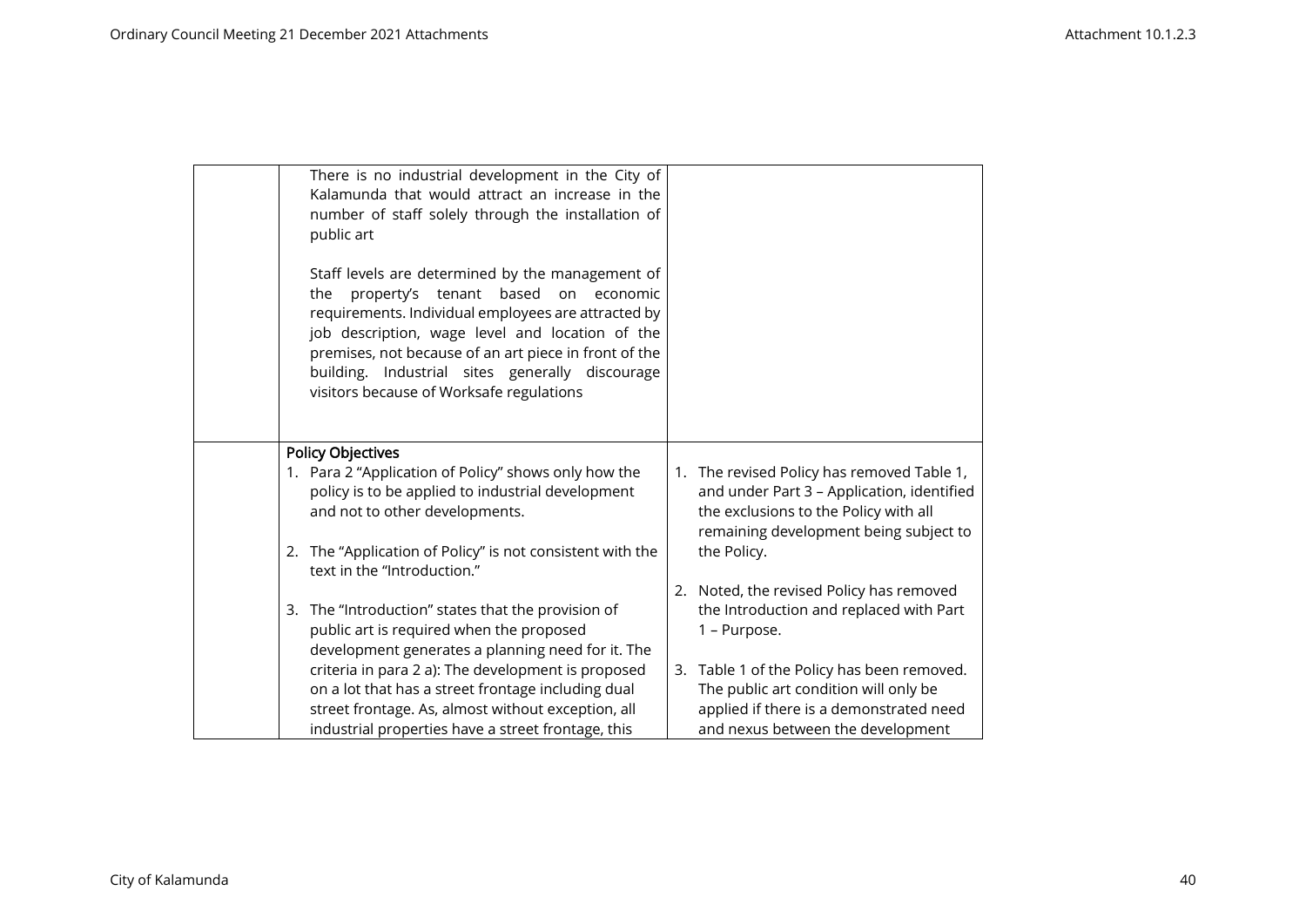| | | |
|---|---|---|
| | There is no industrial development in the City of Kalamunda that would attract an increase in the number of staff solely through the installation of public art<br><br>Staff levels are determined by the management of the property's tenant based on economic requirements. Individual employees are attracted by job description, wage level and location of the premises, not because of an art piece in front of the building. Industrial sites generally discourage visitors because of Worksafe regulations | |
| | **Policy Objectives**<br>1. Para 2 "Application of Policy" shows only how the policy is to be applied to industrial development and not to other developments.<br><br>2. The "Application of Policy" is not consistent with the text in the "Introduction."<br><br>3. The "Introduction" states that the provision of public art is required when the proposed development generates a planning need for it. The criteria in para 2 a): The development is proposed on a lot that has a street frontage including dual street frontage. As, almost without exception, all industrial properties have a street frontage, this | 1. The revised Policy has removed Table 1, and under Part 3 – Application, identified the exclusions to the Policy with all remaining development being subject to the Policy.<br><br>2. Noted, the revised Policy has removed the Introduction and replaced with Part 1 – Purpose.<br><br>3. Table 1 of the Policy has been removed. The public art condition will only be applied if there is a demonstrated need and nexus between the development |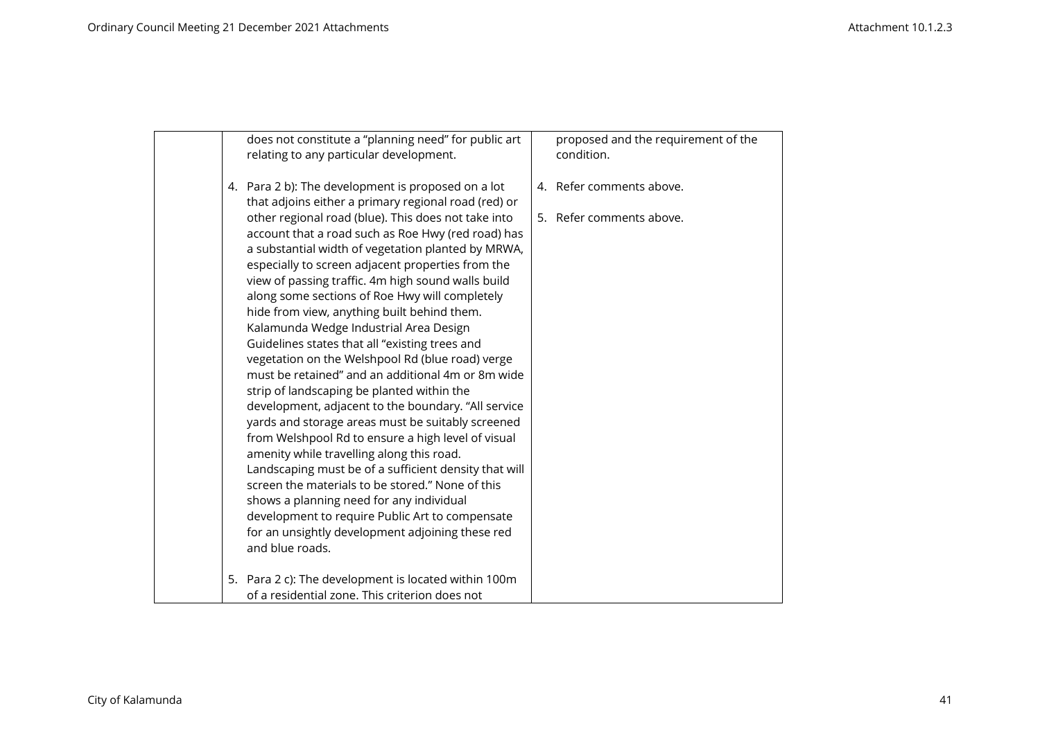| | | |
|---|---|---|
| | does not constitute a "planning need" for public art relating to any particular development.<br><br>4. Para 2 b): The development is proposed on a lot that adjoins either a primary regional road (red) or other regional road (blue). This does not take into account that a road such as Roe Hwy (red road) has a substantial width of vegetation planted by MRWA, especially to screen adjacent properties from the view of passing traffic. 4m high sound walls build along some sections of Roe Hwy will completely hide from view, anything built behind them. Kalamunda Wedge Industrial Area Design Guidelines states that all "existing trees and vegetation on the Welshpool Rd (blue road) verge must be retained" and an additional 4m or 8m wide strip of landscaping be planted within the development, adjacent to the boundary. "All service yards and storage areas must be suitably screened from Welshpool Rd to ensure a high level of visual amenity while travelling along this road. Landscaping must be of a sufficient density that will screen the materials to be stored." None of this shows a planning need for any individual development to require Public Art to compensate for an unsightly development adjoining these red and blue roads.<br><br>5. Para 2 c): The development is located within 100m of a residential zone. This criterion does not | proposed and the requirement of the condition.<br><br>4. Refer comments above.<br><br>5. Refer comments above. |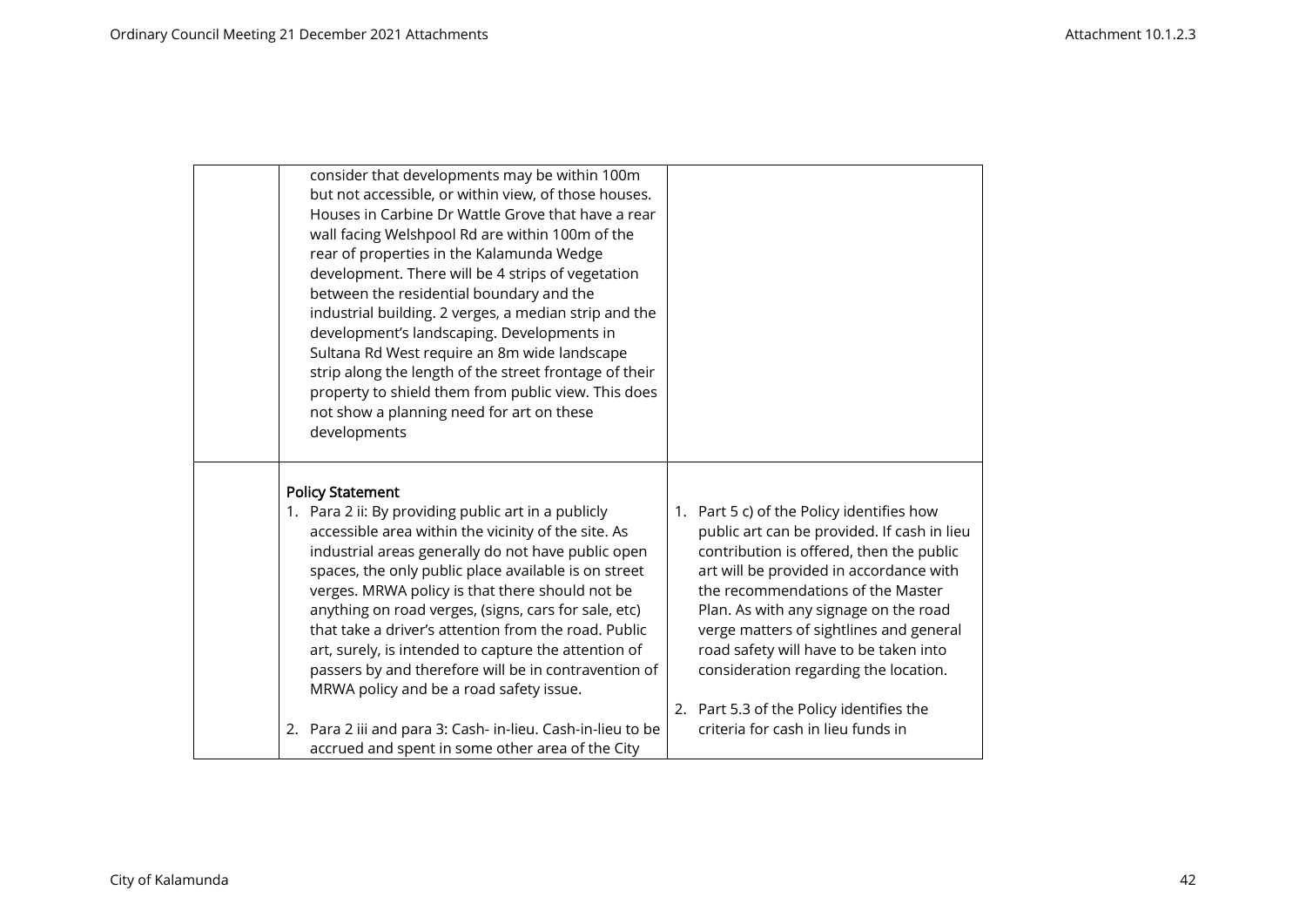| | | |
|---|---|---|
| | consider that developments may be within 100m but not accessible, or within view, of those houses. Houses in Carbine Dr Wattle Grove that have a rear wall facing Welshpool Rd are within 100m of the rear of properties in the Kalamunda Wedge development. There will be 4 strips of vegetation between the residential boundary and the industrial building. 2 verges, a median strip and the development's landscaping. Developments in Sultana Rd West require an 8m wide landscape strip along the length of the street frontage of their property to shield them from public view. This does not show a planning need for art on these developments | |
| | **Policy Statement**<br>1. Para 2 ii: By providing public art in a publicly accessible area within the vicinity of the site. As industrial areas generally do not have public open spaces, the only public place available is on street verges. MRWA policy is that there should not be anything on road verges, (signs, cars for sale, etc) that take a driver's attention from the road. Public art, surely, is intended to capture the attention of passers by and therefore will be in contravention of MRWA policy and be a road safety issue.<br><br>2. Para 2 iii and para 3: Cash- in-lieu. Cash-in-lieu to be accrued and spent in some other area of the City | 1. Part 5 c) of the Policy identifies how public art can be provided. If cash in lieu contribution is offered, then the public art will be provided in accordance with the recommendations of the Master Plan. As with any signage on the road verge matters of sightlines and general road safety will have to be taken into consideration regarding the location.<br><br>2. Part 5.3 of the Policy identifies the criteria for cash in lieu funds in |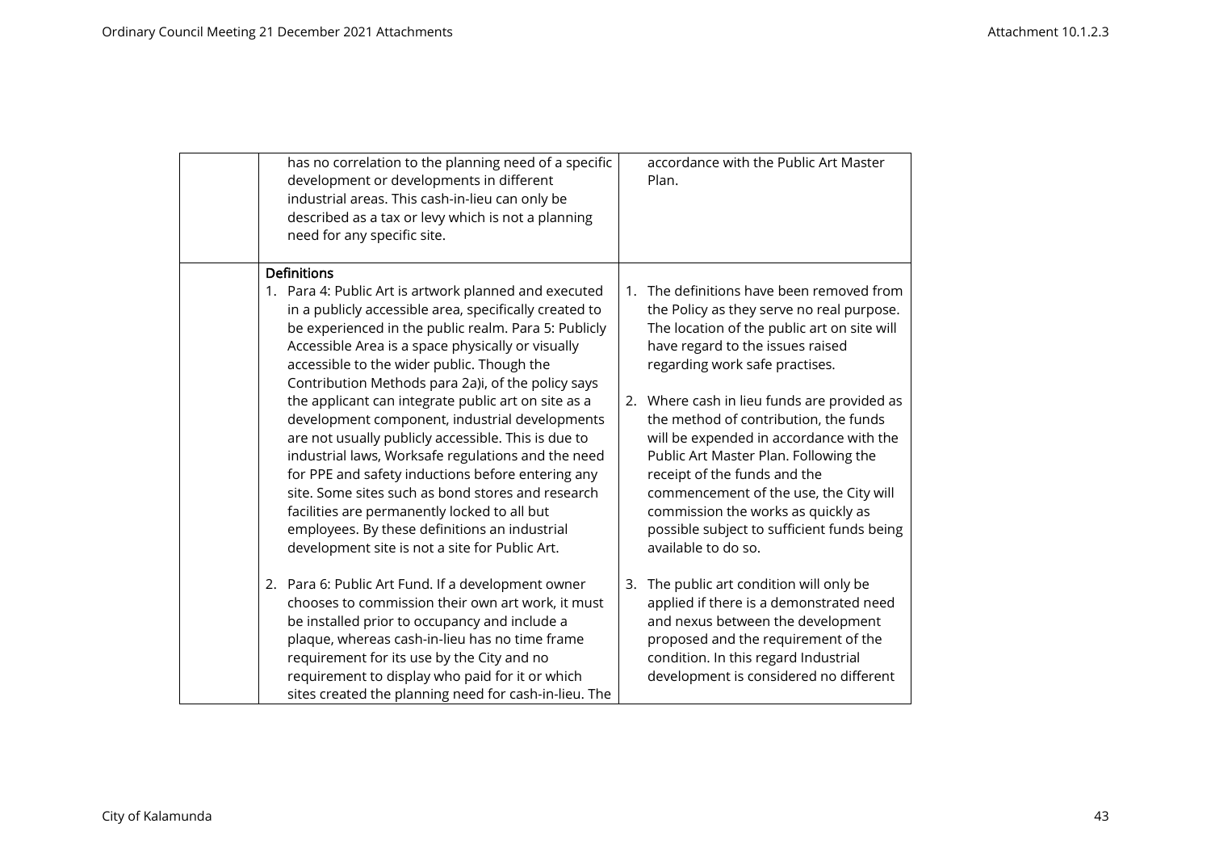| | | |
|---|---|---|
| | has no correlation to the planning need of a specific development or developments in different industrial areas. This cash-in-lieu can only be described as a tax or levy which is not a planning need for any specific site. | accordance with the Public Art Master Plan. |
| | **Definitions**<br>1. Para 4: Public Art is artwork planned and executed in a publicly accessible area, specifically created to be experienced in the public realm. Para 5: Publicly Accessible Area is a space physically or visually accessible to the wider public. Though the Contribution Methods para 2a)i, of the policy says the applicant can integrate public art on site as a development component, industrial developments are not usually publicly accessible. This is due to industrial laws, Worksafe regulations and the need for PPE and safety inductions before entering any site. Some sites such as bond stores and research facilities are permanently locked to all but employees. By these definitions an industrial development site is not a site for Public Art.<br><br>2. Para 6: Public Art Fund. If a development owner chooses to commission their own art work, it must be installed prior to occupancy and include a plaque, whereas cash-in-lieu has no time frame requirement for its use by the City and no requirement to display who paid for it or which sites created the planning need for cash-in-lieu. The | 1. The definitions have been removed from the Policy as they serve no real purpose. The location of the public art on site will have regard to the issues raised regarding work safe practises.<br><br>2. Where cash in lieu funds are provided as the method of contribution, the funds will be expended in accordance with the Public Art Master Plan. Following the receipt of the funds and the commencement of the use, the City will commission the works as quickly as possible subject to sufficient funds being available to do so.<br><br>3. The public art condition will only be applied if there is a demonstrated need and nexus between the development proposed and the requirement of the condition. In this regard Industrial development is considered no different |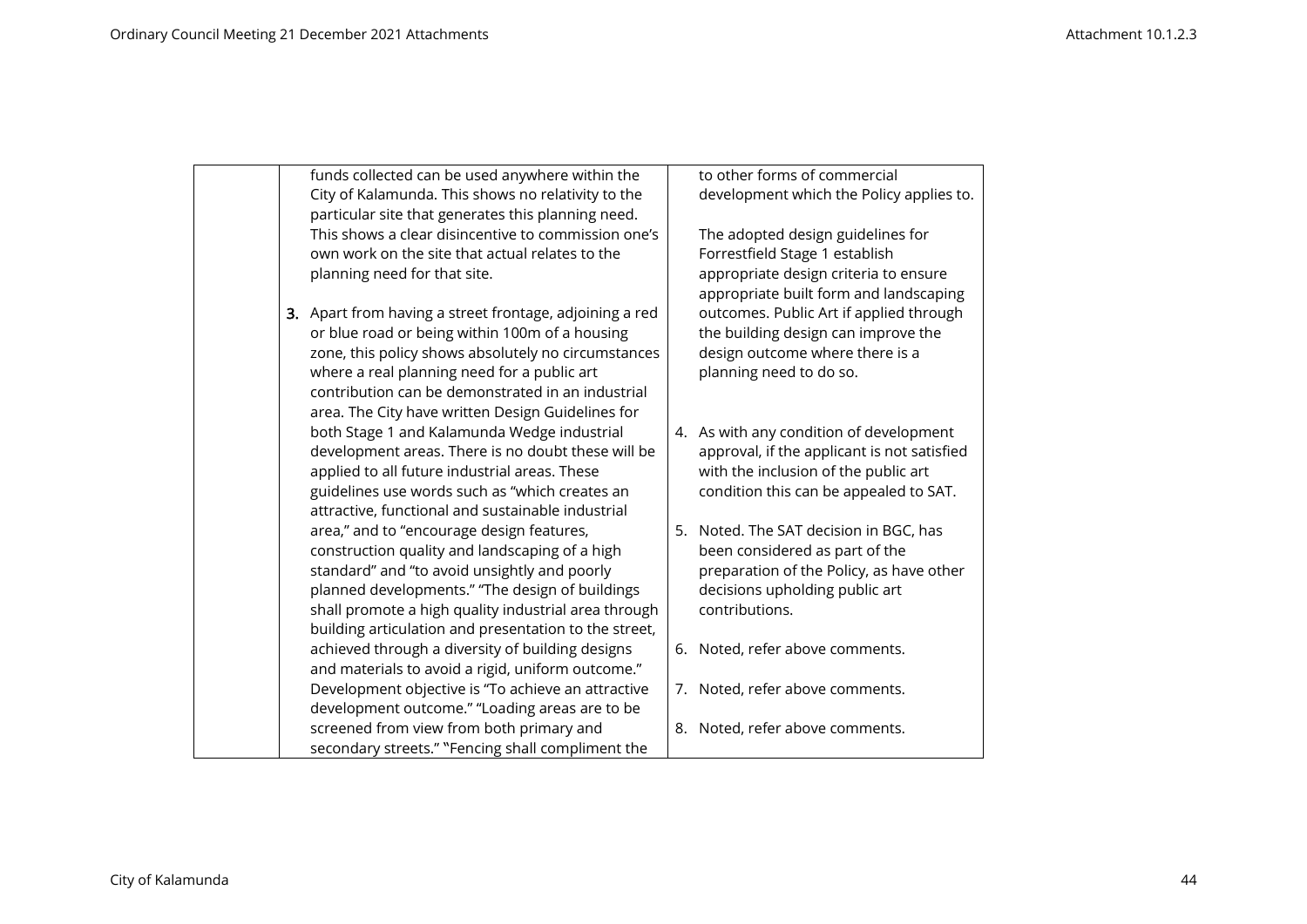| | | |
|---|---|---|
| | funds collected can be used anywhere within the City of Kalamunda. This shows no relativity to the particular site that generates this planning need. This shows a clear disincentive to commission one's own work on the site that actual relates to the planning need for that site.<br><br>**3.** Apart from having a street frontage, adjoining a red or blue road or being within 100m of a housing zone, this policy shows absolutely no circumstances where a real planning need for a public art contribution can be demonstrated in an industrial area. The City have written Design Guidelines for both Stage 1 and Kalamunda Wedge industrial development areas. There is no doubt these will be applied to all future industrial areas. These guidelines use words such as "which creates an attractive, functional and sustainable industrial area," and to "encourage design features, construction quality and landscaping of a high standard" and "to avoid unsightly and poorly planned developments." "The design of buildings shall promote a high quality industrial area through building articulation and presentation to the street, achieved through a diversity of building designs and materials to avoid a rigid, uniform outcome." Development objective is "To achieve an attractive development outcome." "Loading areas are to be screened from view from both primary and secondary streets." "Fencing shall compliment the | to other forms of commercial development which the Policy applies to.<br><br>The adopted design guidelines for Forrestfield Stage 1 establish appropriate design criteria to ensure appropriate built form and landscaping outcomes. Public Art if applied through the building design can improve the design outcome where there is a planning need to do so.<br><br>4. As with any condition of development approval, if the applicant is not satisfied with the inclusion of the public art condition this can be appealed to SAT.<br><br>5. Noted. The SAT decision in BGC, has been considered as part of the preparation of the Policy, as have other decisions upholding public art contributions.<br><br>6. Noted, refer above comments.<br><br>7. Noted, refer above comments.<br><br>8. Noted, refer above comments. |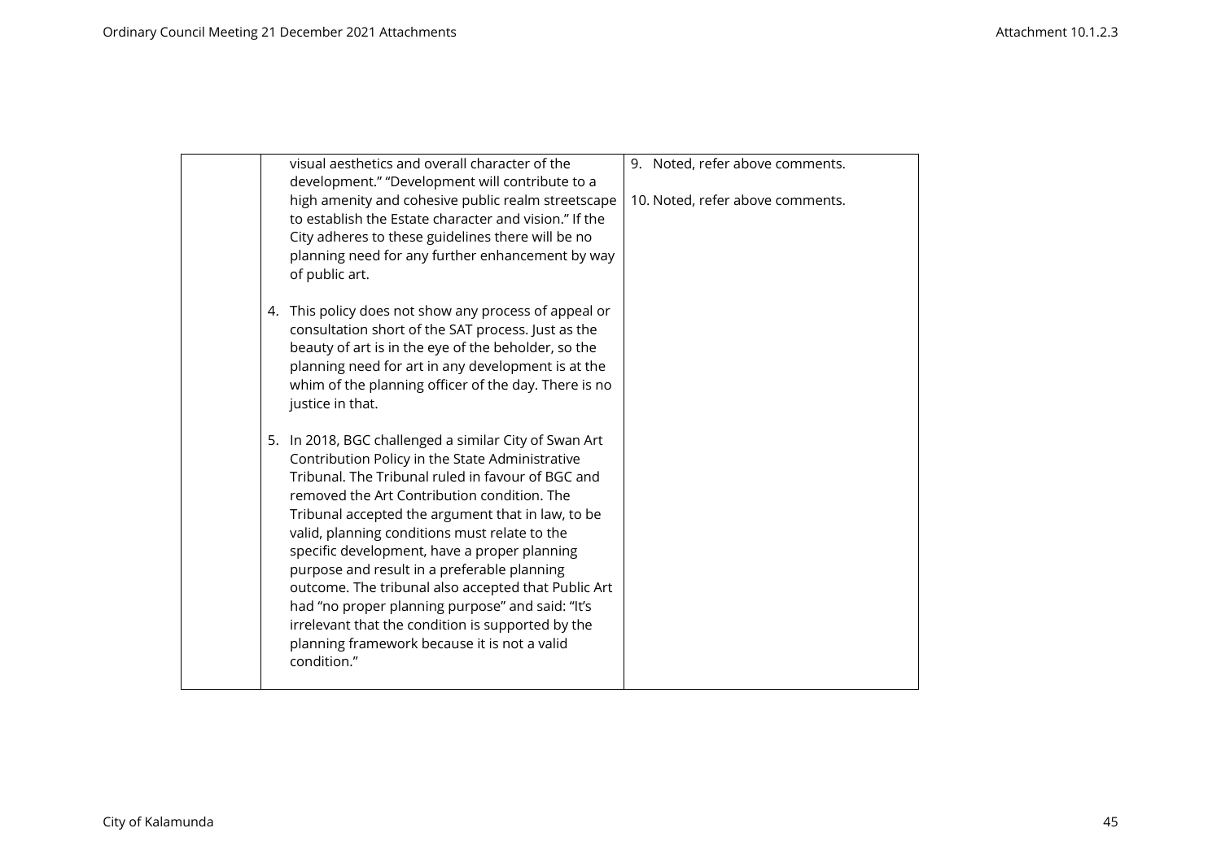| | | |
|---|---|---|
| | visual aesthetics and overall character of the development." "Development will contribute to a high amenity and cohesive public realm streetscape to establish the Estate character and vision." If the City adheres to these guidelines there will be no planning need for any further enhancement by way of public art.<br><br>4. This policy does not show any process of appeal or consultation short of the SAT process. Just as the beauty of art is in the eye of the beholder, so the planning need for art in any development is at the whim of the planning officer of the day. There is no justice in that.<br><br>5. In 2018, BGC challenged a similar City of Swan Art Contribution Policy in the State Administrative Tribunal. The Tribunal ruled in favour of BGC and removed the Art Contribution condition. The Tribunal accepted the argument that in law, to be valid, planning conditions must relate to the specific development, have a proper planning purpose and result in a preferable planning outcome. The tribunal also accepted that Public Art had "no proper planning purpose" and said: "It's irrelevant that the condition is supported by the planning framework because it is not a valid condition." | 9. Noted, refer above comments.<br><br>10. Noted, refer above comments. |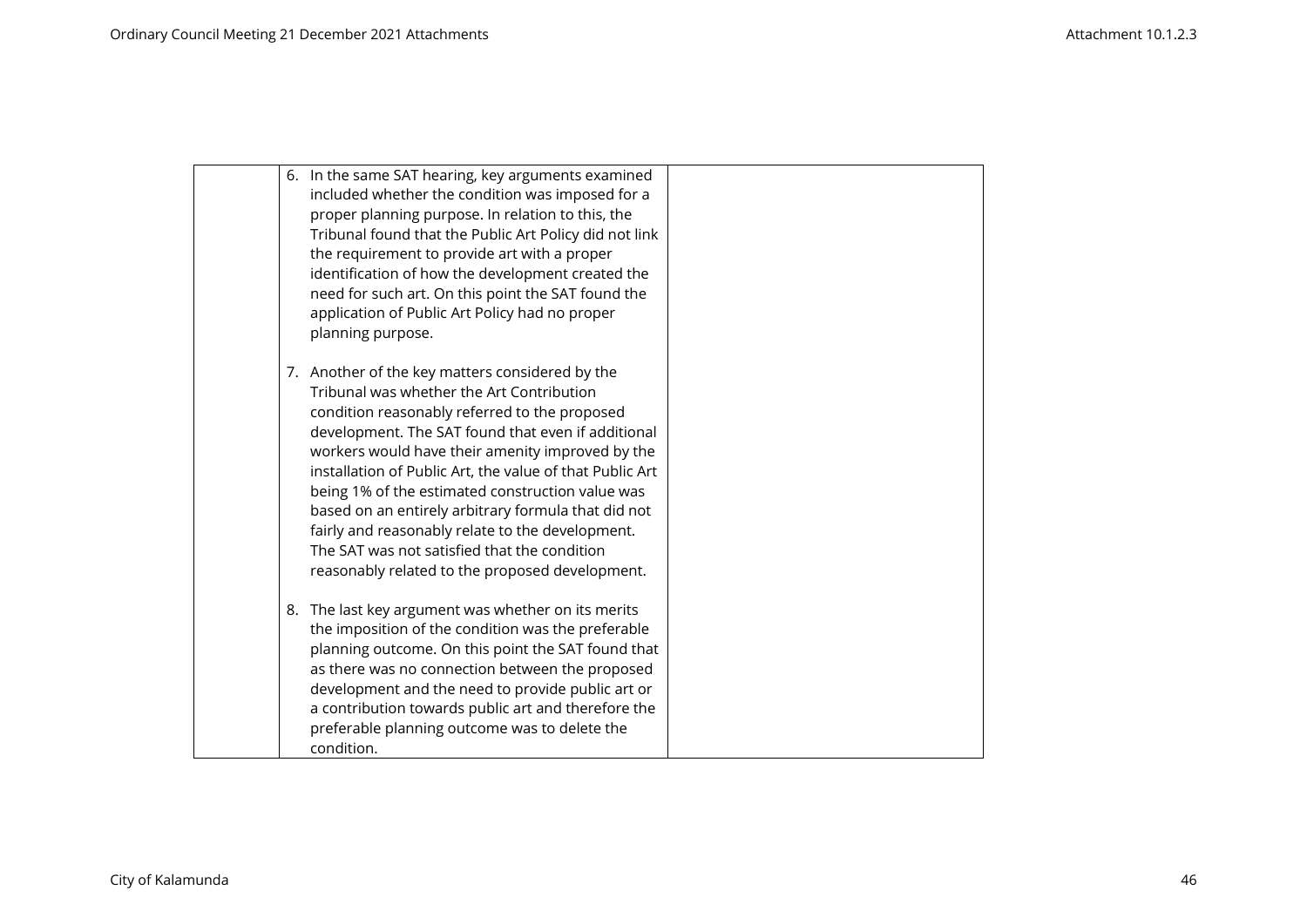| | | |
|---|---|---|
| | 6. In the same SAT hearing, key arguments examined included whether the condition was imposed for a proper planning purpose. In relation to this, the Tribunal found that the Public Art Policy did not link the requirement to provide art with a proper identification of how the development created the need for such art. On this point the SAT found the application of Public Art Policy had no proper planning purpose.<br><br>7. Another of the key matters considered by the Tribunal was whether the Art Contribution condition reasonably referred to the proposed development. The SAT found that even if additional workers would have their amenity improved by the installation of Public Art, the value of that Public Art being 1% of the estimated construction value was based on an entirely arbitrary formula that did not fairly and reasonably relate to the development. The SAT was not satisfied that the condition reasonably related to the proposed development.<br><br>8. The last key argument was whether on its merits the imposition of the condition was the preferable planning outcome. On this point the SAT found that as there was no connection between the proposed development and the need to provide public art or a contribution towards public art and therefore the preferable planning outcome was to delete the condition. | |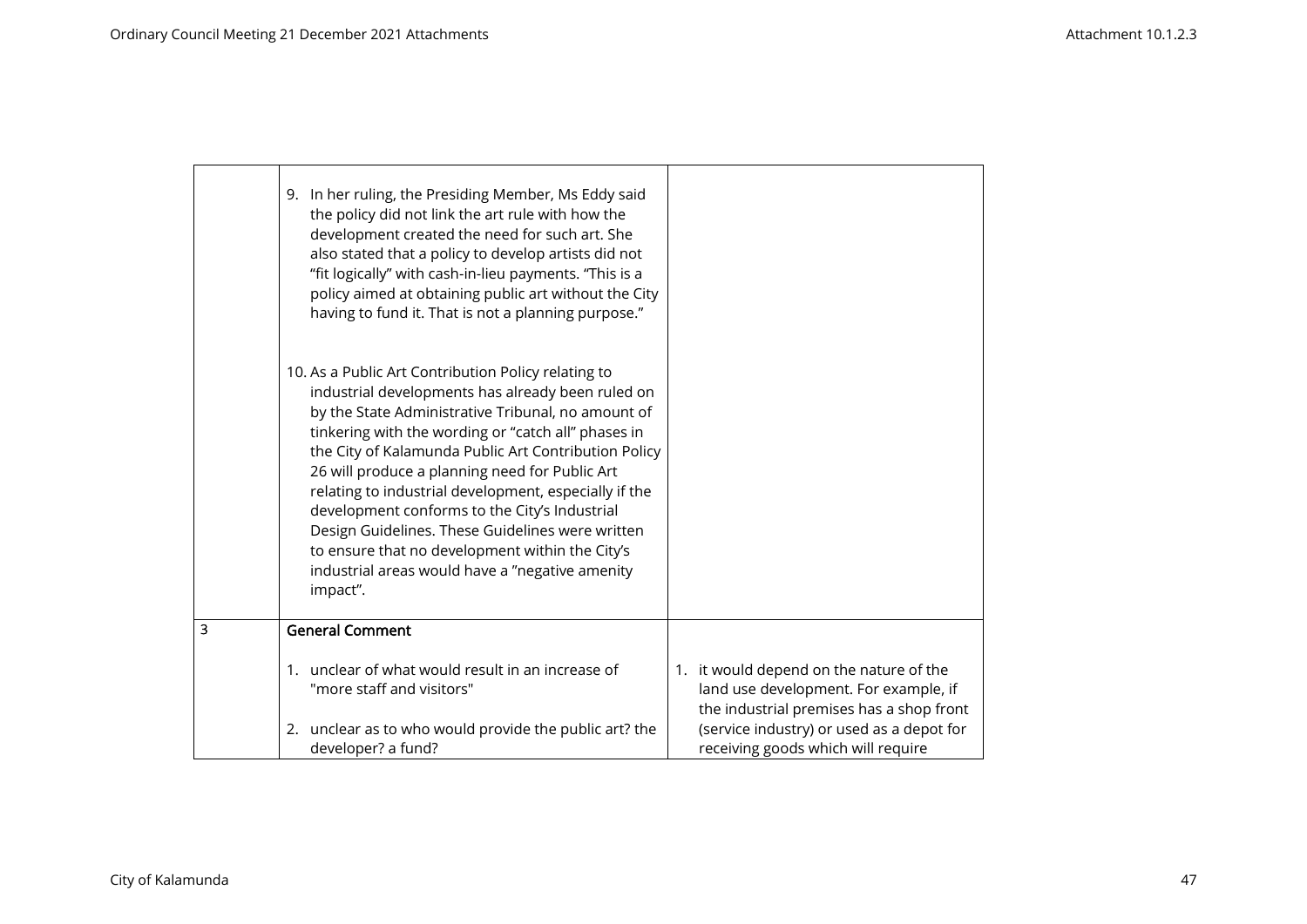| | | |
|---|---|---|
| | 9. In her ruling, the Presiding Member, Ms Eddy said the policy did not link the art rule with how the development created the need for such art. She also stated that a policy to develop artists did not "fit logically" with cash-in-lieu payments. "This is a policy aimed at obtaining public art without the City having to fund it. That is not a planning purpose."<br><br>10. As a Public Art Contribution Policy relating to industrial developments has already been ruled on by the State Administrative Tribunal, no amount of tinkering with the wording or "catch all" phases in the City of Kalamunda Public Art Contribution Policy 26 will produce a planning need for Public Art relating to industrial development, especially if the development conforms to the City's Industrial Design Guidelines. These Guidelines were written to ensure that no development within the City's industrial areas would have a "negative amenity impact". | |
| 3 | **General Comment**<br><br>1. unclear of what would result in an increase of "more staff and visitors"<br><br>2. unclear as to who would provide the public art? the developer? a fund? | 1. it would depend on the nature of the land use development. For example, if the industrial premises has a shop front (service industry) or used as a depot for receiving goods which will require |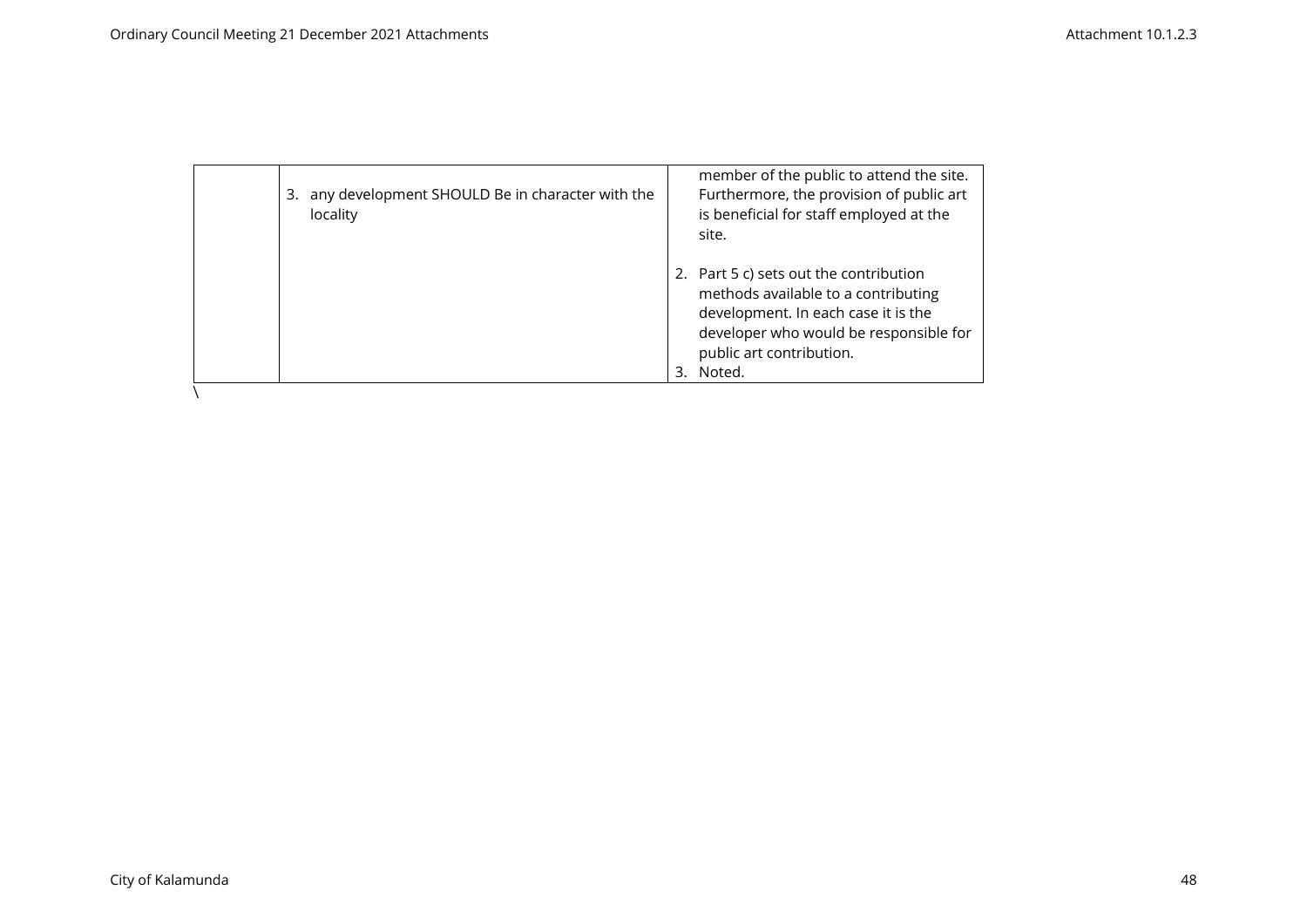| | | |
|---|---|---|
| | 3. any development SHOULD Be in character with the locality | member of the public to attend the site. Furthermore, the provision of public art is beneficial for staff employed at the site.<br><br>2. Part 5 c) sets out the contribution methods available to a contributing development. In each case it is the developer who would be responsible for public art contribution.<br>3. Noted. |

\